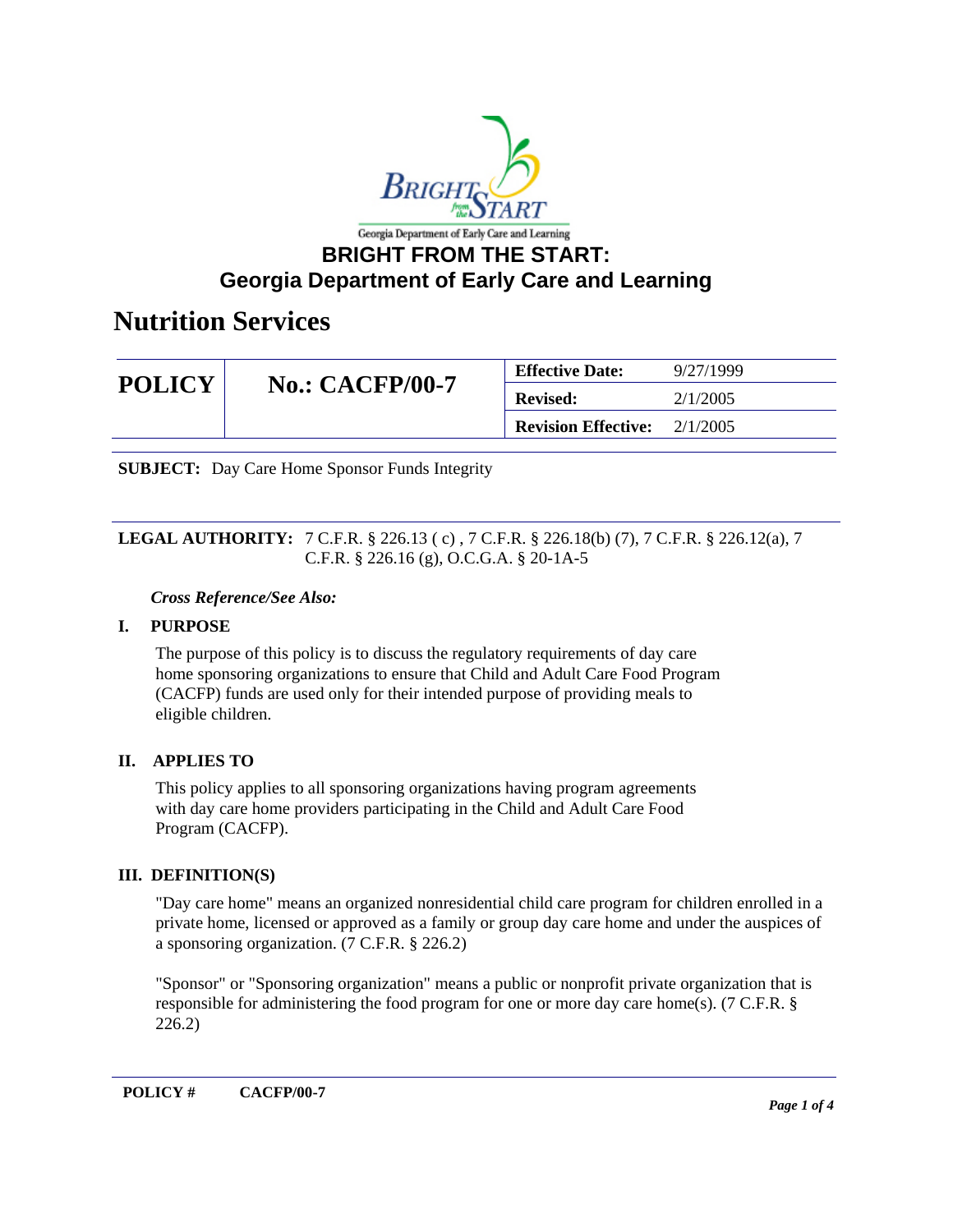# BRIGHT FROM THE START: Georgia Department of Early Care and Learning

## Nutrition Services

| POLICY | No.: CACFP/00-7 | Effective Date: | 9/27/1999 |
|---|---|---|---|
| | | Revised: | 2/1/2005 |
| | | Revision Effective: | 2/1/2005 |

**SUBJECT:** Day Care Home Sponsor Funds Integrity

**LEGAL AUTHORITY:** 7 C.F.R. § 226.13 ( c ) , 7 C.F.R. § 226.18(b) (7), 7 C.F.R. § 226.12(a), 7 C.F.R. § 226.16 (g), O.C.G.A. § 20-1A-5

***Cross Reference/See Also:***

### I. PURPOSE

The purpose of this policy is to discuss the regulatory requirements of day care home sponsoring organizations to ensure that Child and Adult Care Food Program (CACFP) funds are used only for their intended purpose of providing meals to eligible children.

### II. APPLIES TO

This policy applies to all sponsoring organizations having program agreements with day care home providers participating in the Child and Adult Care Food Program (CACFP).

### III. DEFINITION(S)

"Day care home" means an organized nonresidential child care program for children enrolled in a private home, licensed or approved as a family or group day care home and under the auspices of a sponsoring organization. (7 C.F.R. § 226.2)

"Sponsor" or "Sponsoring organization" means a public or nonprofit private organization that is responsible for administering the food program for one or more day care home(s). (7 C.F.R. § 226.2)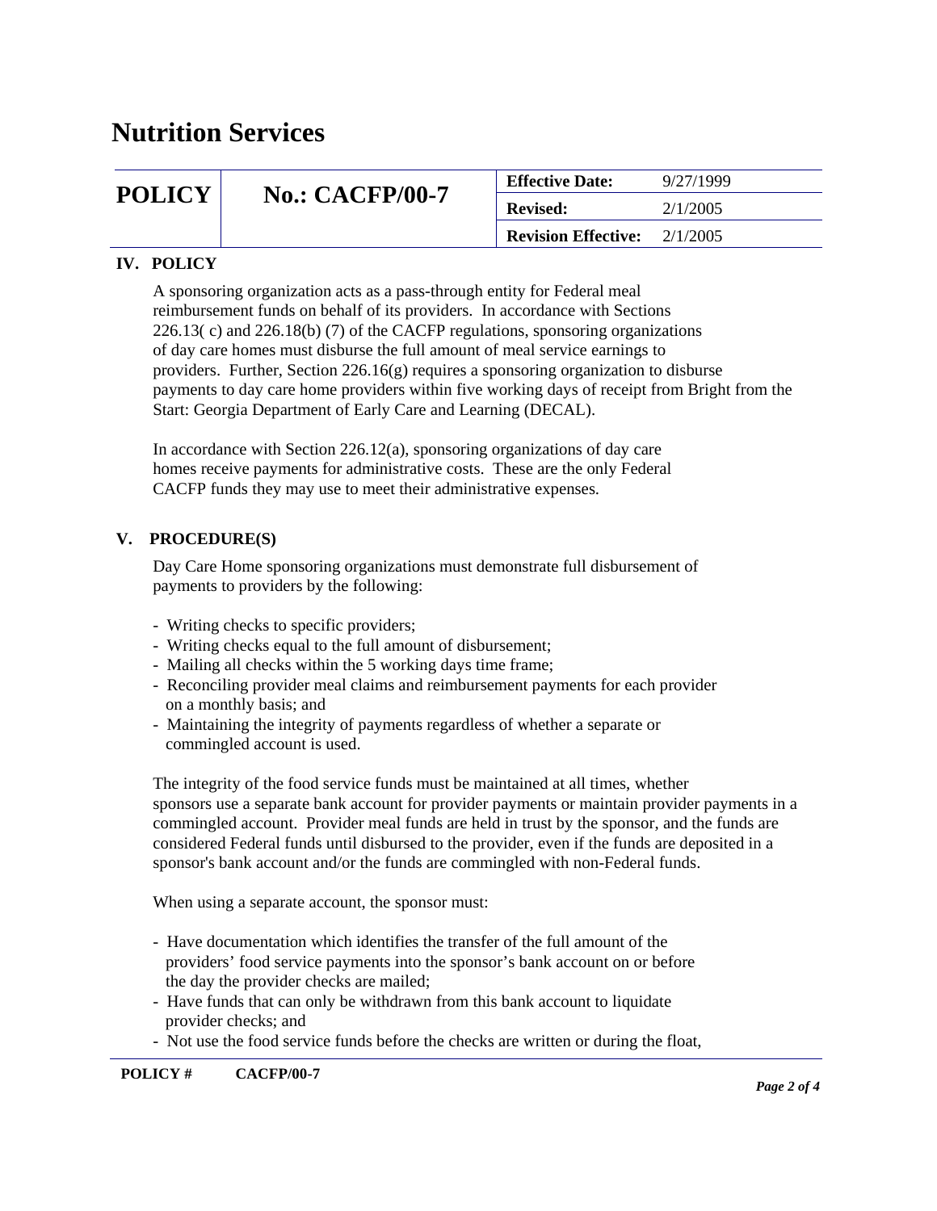# Nutrition Services

| POLICY | No.: CACFP/00-7 | Effective Date: | 9/27/1999 |
|---|---|---|---|
| | | Revised: | 2/1/2005 |
| | | Revision Effective: | 2/1/2005 |

## IV. POLICY

A sponsoring organization acts as a pass-through entity for Federal meal reimbursement funds on behalf of its providers. In accordance with Sections 226.13( c) and 226.18(b) (7) of the CACFP regulations, sponsoring organizations of day care homes must disburse the full amount of meal service earnings to providers. Further, Section 226.16(g) requires a sponsoring organization to disburse payments to day care home providers within five working days of receipt from Bright from the Start: Georgia Department of Early Care and Learning (DECAL).

In accordance with Section 226.12(a), sponsoring organizations of day care homes receive payments for administrative costs. These are the only Federal CACFP funds they may use to meet their administrative expenses.

## V. PROCEDURE(S)

Day Care Home sponsoring organizations must demonstrate full disbursement of payments to providers by the following:

- Writing checks to specific providers;
- Writing checks equal to the full amount of disbursement;
- Mailing all checks within the 5 working days time frame;
- Reconciling provider meal claims and reimbursement payments for each provider on a monthly basis; and
- Maintaining the integrity of payments regardless of whether a separate or commingled account is used.

The integrity of the food service funds must be maintained at all times, whether sponsors use a separate bank account for provider payments or maintain provider payments in a commingled account. Provider meal funds are held in trust by the sponsor, and the funds are considered Federal funds until disbursed to the provider, even if the funds are deposited in a sponsor's bank account and/or the funds are commingled with non-Federal funds.

When using a separate account, the sponsor must:

- Have documentation which identifies the transfer of the full amount of the providers' food service payments into the sponsor's bank account on or before the day the provider checks are mailed;
- Have funds that can only be withdrawn from this bank account to liquidate provider checks; and
- Not use the food service funds before the checks are written or during the float,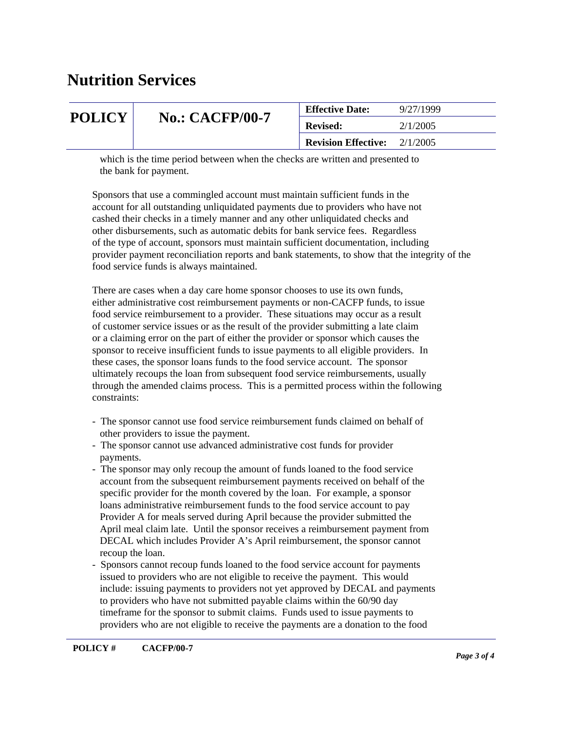which is the time period between when the checks are written and presented to the bank for payment.

Sponsors that use a commingled account must maintain sufficient funds in the account for all outstanding unliquidated payments due to providers who have not cashed their checks in a timely manner and any other unliquidated checks and other disbursements, such as automatic debits for bank service fees. Regardless of the type of account, sponsors must maintain sufficient documentation, including provider payment reconciliation reports and bank statements, to show that the integrity of the food service funds is always maintained.

There are cases when a day care home sponsor chooses to use its own funds, either administrative cost reimbursement payments or non-CACFP funds, to issue food service reimbursement to a provider. These situations may occur as a result of customer service issues or as the result of the provider submitting a late claim or a claiming error on the part of either the provider or sponsor which causes the sponsor to receive insufficient funds to issue payments to all eligible providers. In these cases, the sponsor loans funds to the food service account. The sponsor ultimately recoups the loan from subsequent food service reimbursements, usually through the amended claims process. This is a permitted process within the following constraints:

- The sponsor cannot use food service reimbursement funds claimed on behalf of other providers to issue the payment.
- The sponsor cannot use advanced administrative cost funds for provider payments.
- The sponsor may only recoup the amount of funds loaned to the food service account from the subsequent reimbursement payments received on behalf of the specific provider for the month covered by the loan. For example, a sponsor loans administrative reimbursement funds to the food service account to pay Provider A for meals served during April because the provider submitted the April meal claim late. Until the sponsor receives a reimbursement payment from DECAL which includes Provider A's April reimbursement, the sponsor cannot recoup the loan.
- Sponsors cannot recoup funds loaned to the food service account for payments issued to providers who are not eligible to receive the payment. This would include: issuing payments to providers not yet approved by DECAL and payments to providers who have not submitted payable claims within the 60/90 day timeframe for the sponsor to submit claims. Funds used to issue payments to providers who are not eligible to receive the payments are a donation to the food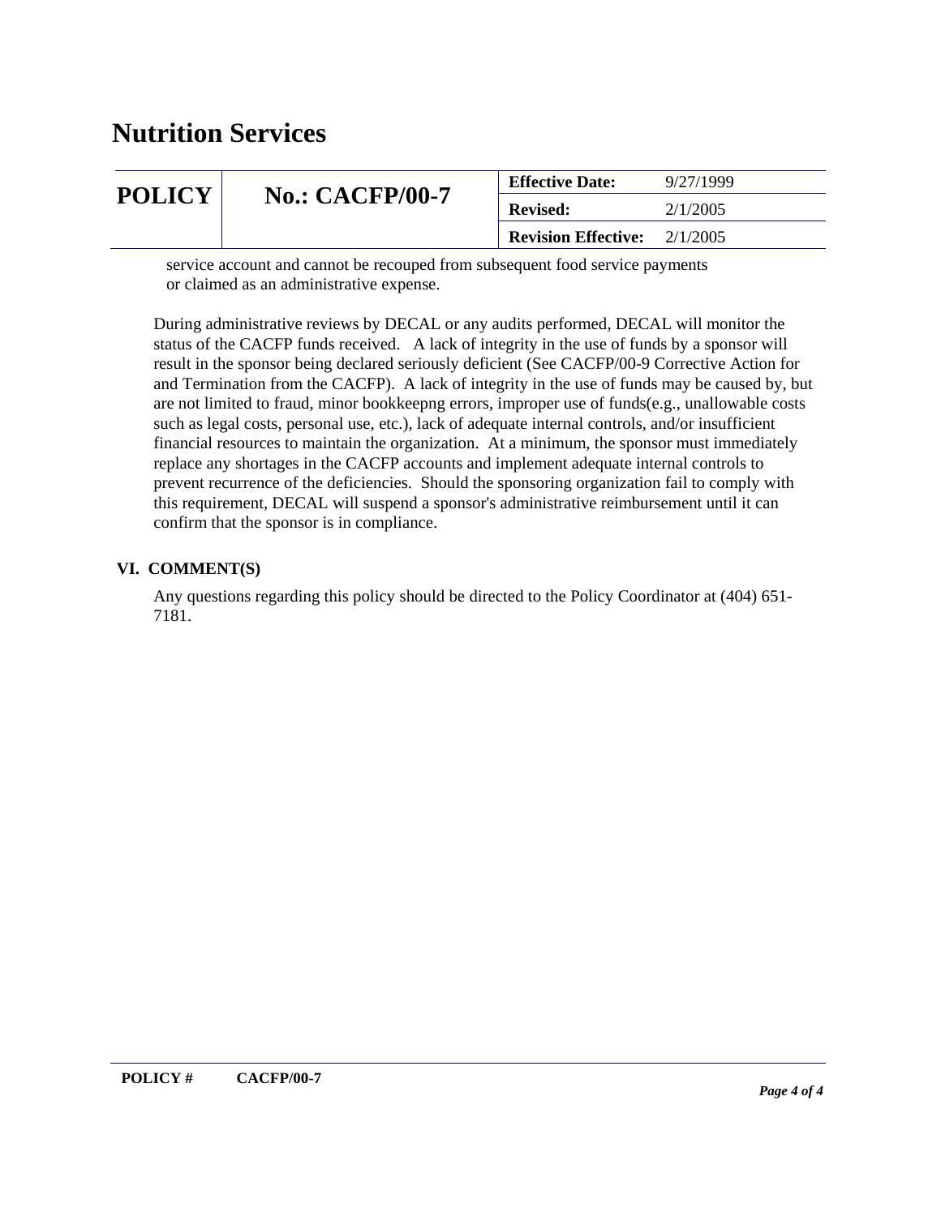service account and cannot be recouped from subsequent food service payments or claimed as an administrative expense.

During administrative reviews by DECAL or any audits performed, DECAL will monitor the status of the CACFP funds received. A lack of integrity in the use of funds by a sponsor will result in the sponsor being declared seriously deficient (See CACFP/00-9 Corrective Action for and Termination from the CACFP). A lack of integrity in the use of funds may be caused by, but are not limited to fraud, minor bookkeepng errors, improper use of funds(e.g., unallowable costs such as legal costs, personal use, etc.), lack of adequate internal controls, and/or insufficient financial resources to maintain the organization. At a minimum, the sponsor must immediately replace any shortages in the CACFP accounts and implement adequate internal controls to prevent recurrence of the deficiencies. Should the sponsoring organization fail to comply with this requirement, DECAL will suspend a sponsor's administrative reimbursement until it can confirm that the sponsor is in compliance.

## VI. COMMENT(S)

Any questions regarding this policy should be directed to the Policy Coordinator at (404) 651-7181.